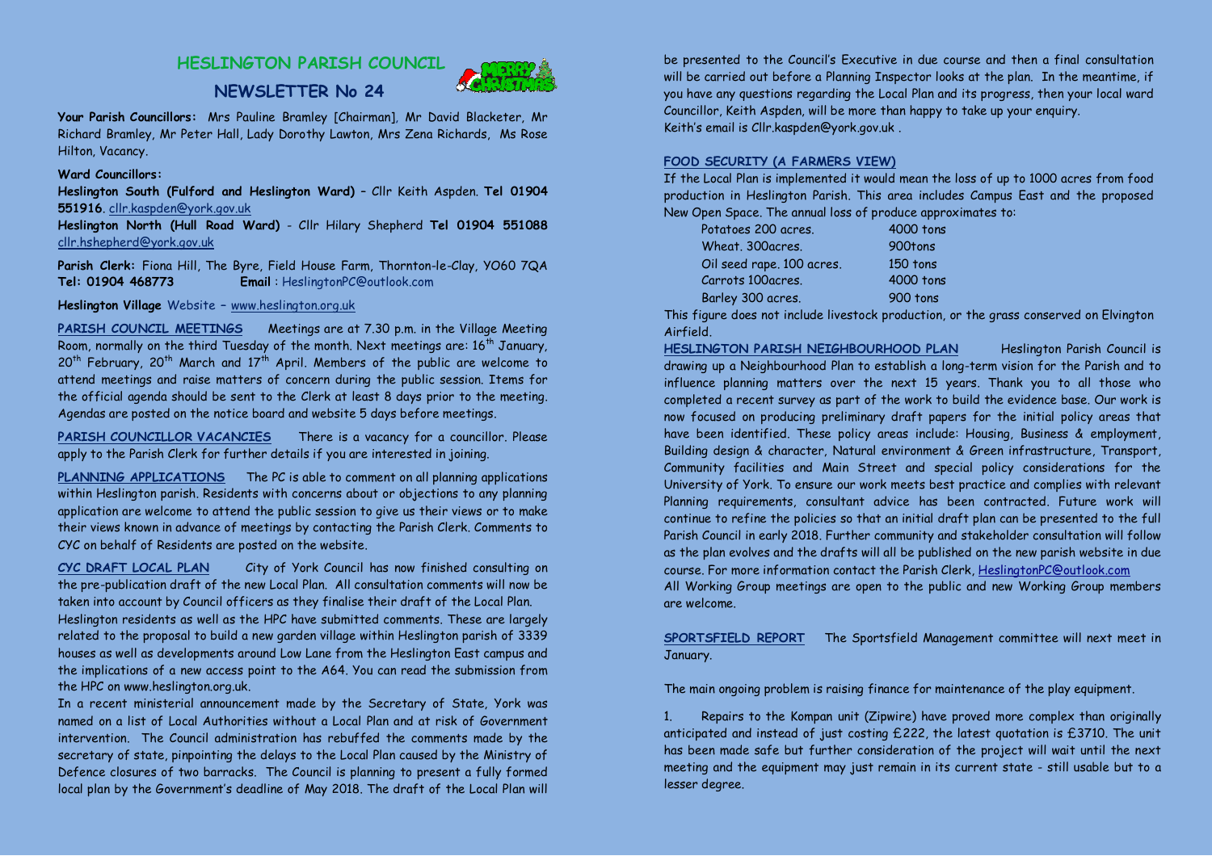# HESLINGTON PARISH COUNCIL

## NEWSLETTER No 24

**Your Parish Councillors:** Mrs Pauline Bramley [Chairman], Mr David Blacketer, Mr Richard Bramley, Mr Peter Hall, Lady Dorothy Lawton, Mrs Zena Richards, Ms Rose Hilton, Vacancy.

**Ward Councillors:**

**Heslington South (Fulford and Heslington Ward)** – Cllr Keith Aspden. **Tel 01904 551916**. cllr.kaspden@york.gov.uk

**Heslington North (Hull Road Ward)** - Cllr Hilary Shepherd **Tel 01904 551088** cllr.hshepherd@york.gov.uk

**Parish Clerk:** Fiona Hill, The Byre, Field House Farm, Thornton-le-Clay, YO60 7QA
**Tel: 01904 468773** **Email** : HeslingtonPC@outlook.com

**Heslington Village** Website – www.heslington.org.uk

**PARISH COUNCIL MEETINGS** Meetings are at 7.30 p.m. in the Village Meeting Room, normally on the third Tuesday of the month. Next meetings are: 16th January, 20th February, 20th March and 17th April. Members of the public are welcome to attend meetings and raise matters of concern during the public session. Items for the official agenda should be sent to the Clerk at least 8 days prior to the meeting. Agendas are posted on the notice board and website 5 days before meetings.

**PARISH COUNCILLOR VACANCIES** There is a vacancy for a councillor. Please apply to the Parish Clerk for further details if you are interested in joining.

**PLANNING APPLICATIONS** The PC is able to comment on all planning applications within Heslington parish. Residents with concerns about or objections to any planning application are welcome to attend the public session to give us their views or to make their views known in advance of meetings by contacting the Parish Clerk. Comments to CYC on behalf of Residents are posted on the website.

**CYC DRAFT LOCAL PLAN** City of York Council has now finished consulting on the pre-publication draft of the new Local Plan. All consultation comments will now be taken into account by Council officers as they finalise their draft of the Local Plan.
Heslington residents as well as the HPC have submitted comments. These are largely related to the proposal to build a new garden village within Heslington parish of 3339 houses as well as developments around Low Lane from the Heslington East campus and the implications of a new access point to the A64. You can read the submission from the HPC on www.heslington.org.uk.
In a recent ministerial announcement made by the Secretary of State, York was named on a list of Local Authorities without a Local Plan and at risk of Government intervention. The Council administration has rebuffed the comments made by the secretary of state, pinpointing the delays to the Local Plan caused by the Ministry of Defence closures of two barracks. The Council is planning to present a fully formed local plan by the Government's deadline of May 2018. The draft of the Local Plan will be presented to the Council's Executive in due course and then a final consultation will be carried out before a Planning Inspector looks at the plan. In the meantime, if you have any questions regarding the Local Plan and its progress, then your local ward Councillor, Keith Aspden, will be more than happy to take up your enquiry.
Keith's email is Cllr.kaspden@york.gov.uk .

**FOOD SECURITY (A FARMERS VIEW)**
If the Local Plan is implemented it would mean the loss of up to 1000 acres from food production in Heslington Parish. This area includes Campus East and the proposed New Open Space. The annual loss of produce approximates to:

| | |
|---|---|
| Potatoes 200 acres. | 4000 tons |
| Wheat. 300acres. | 900tons |
| Oil seed rape. 100 acres. | 150 tons |
| Carrots 100acres. | 4000 tons |
| Barley 300 acres. | 900 tons |

This figure does not include livestock production, or the grass conserved on Elvington Airfield.

**HESLINGTON PARISH NEIGHBOURHOOD PLAN** Heslington Parish Council is drawing up a Neighbourhood Plan to establish a long-term vision for the Parish and to influence planning matters over the next 15 years. Thank you to all those who completed a recent survey as part of the work to build the evidence base. Our work is now focused on producing preliminary draft papers for the initial policy areas that have been identified. These policy areas include: Housing, Business & employment, Building design & character, Natural environment & Green infrastructure, Transport, Community facilities and Main Street and special policy considerations for the University of York. To ensure our work meets best practice and complies with relevant Planning requirements, consultant advice has been contracted. Future work will continue to refine the policies so that an initial draft plan can be presented to the full Parish Council in early 2018. Further community and stakeholder consultation will follow as the plan evolves and the drafts will all be published on the new parish website in due course. For more information contact the Parish Clerk, HeslingtonPC@outlook.com
All Working Group meetings are open to the public and new Working Group members are welcome.

**SPORTSFIELD REPORT** The Sportsfield Management committee will next meet in January.

The main ongoing problem is raising finance for maintenance of the play equipment.

1. Repairs to the Kompan unit (Zipwire) have proved more complex than originally anticipated and instead of just costing £222, the latest quotation is £3710. The unit has been made safe but further consideration of the project will wait until the next meeting and the equipment may just remain in its current state - still usable but to a lesser degree.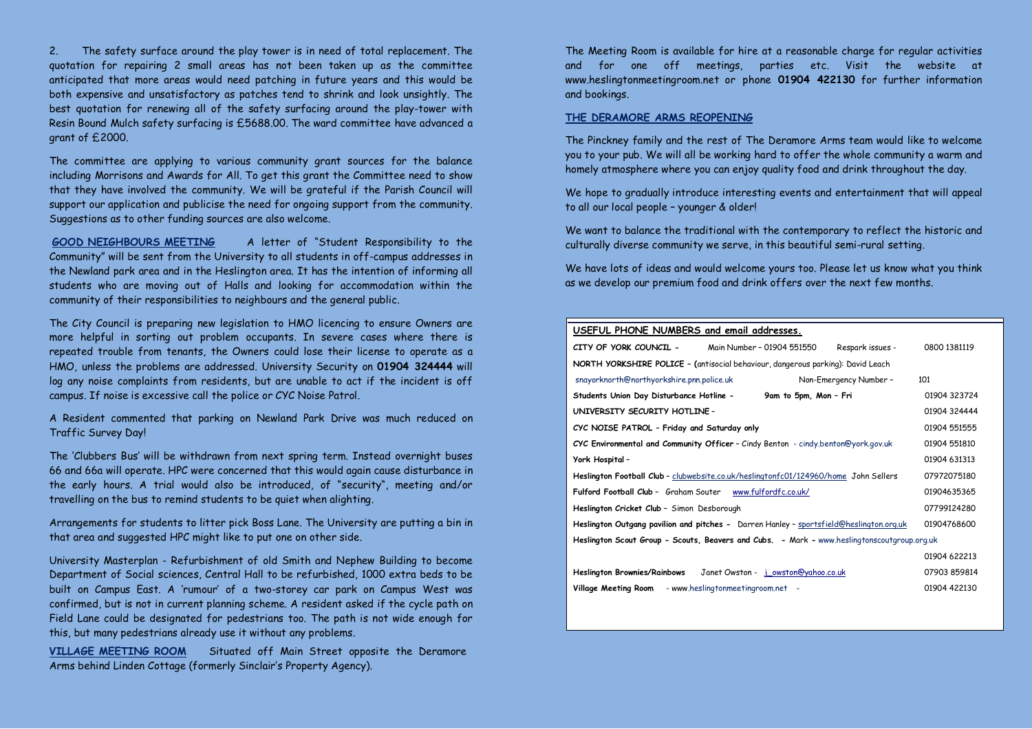2. The safety surface around the play tower is in need of total replacement. The quotation for repairing 2 small areas has not been taken up as the committee anticipated that more areas would need patching in future years and this would be both expensive and unsatisfactory as patches tend to shrink and look unsightly. The best quotation for renewing all of the safety surfacing around the play-tower with Resin Bound Mulch safety surfacing is £5688.00. The ward committee have advanced a grant of £2000.

The committee are applying to various community grant sources for the balance including Morrisons and Awards for All. To get this grant the Committee need to show that they have involved the community. We will be grateful if the Parish Council will support our application and publicise the need for ongoing support from the community. Suggestions as to other funding sources are also welcome.

**GOOD NEIGHBOURS MEETING** A letter of "Student Responsibility to the Community" will be sent from the University to all students in off-campus addresses in the Newland park area and in the Heslington area. It has the intention of informing all students who are moving out of Halls and looking for accommodation within the community of their responsibilities to neighbours and the general public.

The City Council is preparing new legislation to HMO licencing to ensure Owners are more helpful in sorting out problem occupants. In severe cases where there is repeated trouble from tenants, the Owners could lose their license to operate as a HMO, unless the problems are addressed. University Security on **01904 324444** will log any noise complaints from residents, but are unable to act if the incident is off campus. If noise is excessive call the police or CYC Noise Patrol.

A Resident commented that parking on Newland Park Drive was much reduced on Traffic Survey Day!

The 'Clubbers Bus' will be withdrawn from next spring term. Instead overnight buses 66 and 66a will operate. HPC were concerned that this would again cause disturbance in the early hours. A trial would also be introduced, of "security", meeting and/or travelling on the bus to remind students to be quiet when alighting.

Arrangements for students to litter pick Boss Lane. The University are putting a bin in that area and suggested HPC might like to put one on other side.

University Masterplan - Refurbishment of old Smith and Nephew Building to become Department of Social sciences, Central Hall to be refurbished, 1000 extra beds to be built on Campus East. A 'rumour' of a two-storey car park on Campus West was confirmed, but is not in current planning scheme. A resident asked if the cycle path on Field Lane could be designated for pedestrians too. The path is not wide enough for this, but many pedestrians already use it without any problems.

**VILLAGE MEETING ROOM** Situated off Main Street opposite the Deramore Arms behind Linden Cottage (formerly Sinclair's Property Agency).

The Meeting Room is available for hire at a reasonable charge for regular activities and for one off meetings, parties etc. Visit the website at www.heslingtonmeetingroom.net or phone **01904 422130** for further information and bookings.

## THE DERAMORE ARMS REOPENING

The Pinckney family and the rest of The Deramore Arms team would like to welcome you to your pub. We will all be working hard to offer the whole community a warm and homely atmosphere where you can enjoy quality food and drink throughout the day.

We hope to gradually introduce interesting events and entertainment that will appeal to all our local people – younger & older!

We want to balance the traditional with the contemporary to reflect the historic and culturally diverse community we serve, in this beautiful semi-rural setting.

We have lots of ideas and would welcome yours too. Please let us know what you think as we develop our premium food and drink offers over the next few months.

**USEFUL PHONE NUMBERS and email addresses.**

| | |
|---|---|
| **CITY OF YORK COUNCIL** – Main Number – 01904 551550 Respark issues - | 0800 1381119 |
| **NORTH YORKSHIRE POLICE** – (antisocial behaviour, dangerous parking): David Leach | |
| snayorknorth@northyorkshire.pnn.police.uk Non-Emergency Number – | 101 |
| **Students Union Day Disturbance Hotline – 9am to 5pm, Mon – Fri** | 01904 323724 |
| **UNIVERSITY SECURITY HOTLINE** – | 01904 324444 |
| **CYC NOISE PATROL – Friday and Saturday only** | 01904 551555 |
| **CYC Environmental and Community Officer** – Cindy Benton - cindy.benton@york.gov.uk | 01904 551810 |
| **York Hospital** – | 01904 631313 |
| **Heslington Football Club** – clubwebsite.co.uk/heslingtonfc01/124960/home John Sellers | 07972075180 |
| **Fulford Football Club** – Graham Souter www.fulfordfc.co.uk/ | 01904635365 |
| **Heslington Cricket Club** – Simon Desborough | 07799124280 |
| **Heslington Outgang pavilion and pitches** – Darren Hanley – sportsfield@heslington.org.uk | 01904768600 |
| **Heslington Scout Group - Scouts, Beavers and Cubs.** – Mark – www.heslingtonscoutgroup.org.uk | 01904 622213 |
| **Heslington Brownies/Rainbows** Janet Owston - j_owston@yahoo.co.uk | 07903 859814 |
| **Village Meeting Room** - www.heslingtonmeetingroom.net - | 01904 422130 |